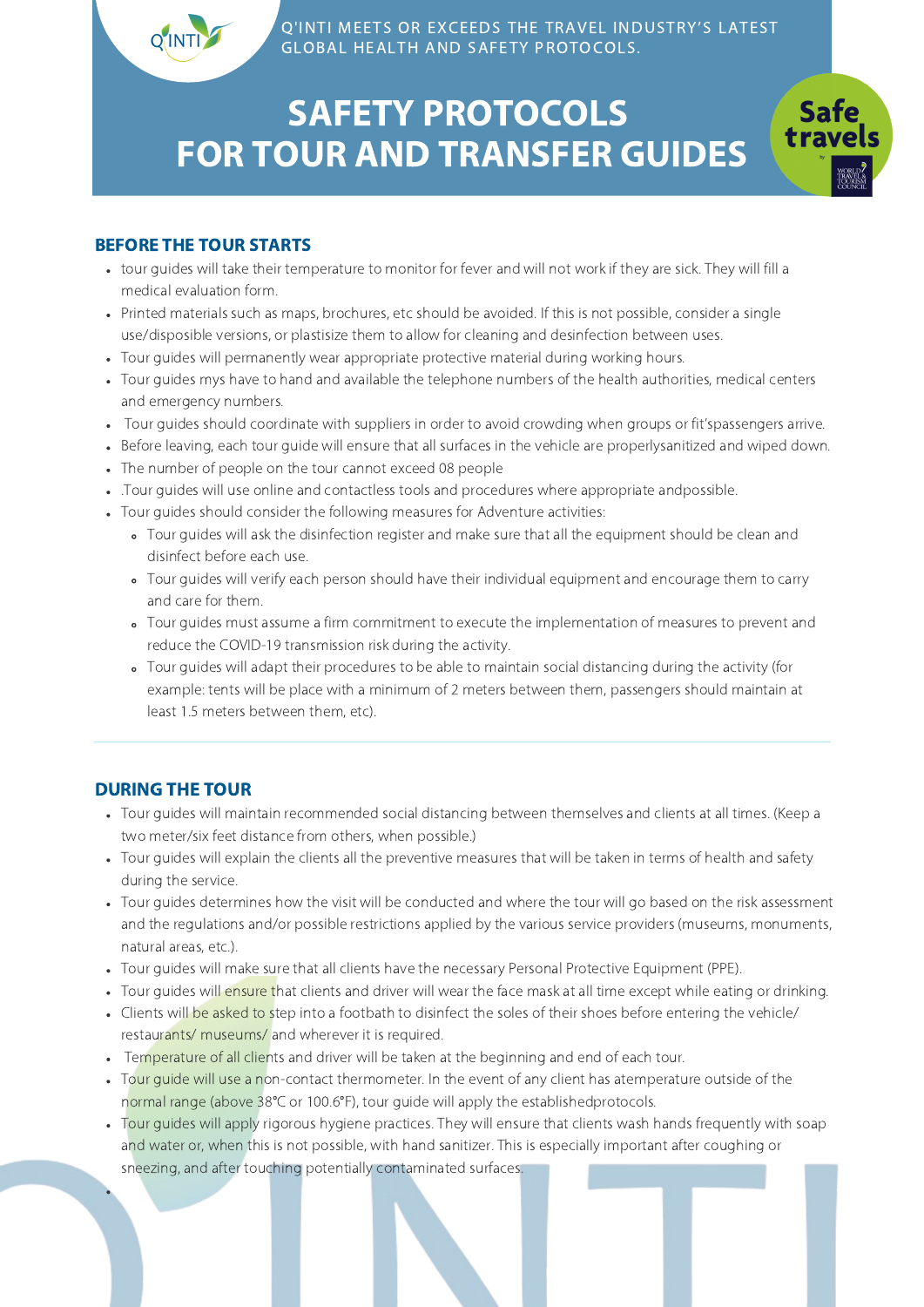Q'INTI MEETS OR EXCEEDS THE TRAVEL INDUSTRY'S LATEST GLOBAL HEALTH AND SAFETY PROTOCOLS.

# SAFETY PROTOCOLS FOR TOUR AND TRANSFER GUIDES

## BEFORE THE TOUR STARTS

- tour guides will take their temperature to monitor for fever and will not work if they are sick. They will fill a medical evaluation form.
- Printed materials such as maps, brochures, etc should be avoided. If this is not possible, consider a single use/disposible versions, or plastisize them to allow for cleaning and desinfection between uses.
- Tour guides will permanently wear appropriate protective material during working hours.
- Tour guides mys have to hand and available the telephone numbers of the health authorities, medical centers and emergency numbers.
- Tour guides should coordinate with suppliers in order to avoid crowding when groups or fit'spassengers arrive.
- Before leaving, each tour guide will ensure that all surfaces in the vehicle are properlysanitized and wiped down.
- The number of people on the tour cannot exceed 08 people
- .Tour guides will use online and contactless tools and procedures where appropriate andpossible.
- Tour guides should consider the following measures for Adventure activities:
  - Tour guides will ask the disinfection register and make sure that all the equipment should be clean and disinfect before each use.
  - Tour guides will verify each person should have their individual equipment and encourage them to carry and care for them.
  - Tour guides must assume a firm commitment to execute the implementation of measures to prevent and reduce the COVID-19 transmission risk during the activity.
  - Tour guides will adapt their procedures to be able to maintain social distancing during the activity (for example: tents will be place with a minimum of 2 meters between them, passengers should maintain at least 1.5 meters between them, etc).

## DURING THE TOUR

- Tour guides will maintain recommended social distancing between themselves and clients at all times. (Keep a two meter/six feet distance from others, when possible.)
- Tour guides will explain the clients all the preventive measures that will be taken in terms of health and safety during the service.
- Tour guides determines how the visit will be conducted and where the tour will go based on the risk assessment and the regulations and/or possible restrictions applied by the various service providers (museums, monuments, natural areas, etc.).
- Tour guides will make sure that all clients have the necessary Personal Protective Equipment (PPE).
- Tour guides will ensure that clients and driver will wear the face mask at all time except while eating or drinking.
- Clients will be asked to step into a footbath to disinfect the soles of their shoes before entering the vehicle/ restaurants/ museums/ and wherever it is required.
- Temperature of all clients and driver will be taken at the beginning and end of each tour.
- Tour guide will use a non-contact thermometer. In the event of any client has atemperature outside of the normal range (above 38°C or 100.6°F), tour guide will apply the establishedprotocols.
- Tour guides will apply rigorous hygiene practices. They will ensure that clients wash hands frequently with soap and water or, when this is not possible, with hand sanitizer. This is especially important after coughing or sneezing, and after touching potentially contaminated surfaces.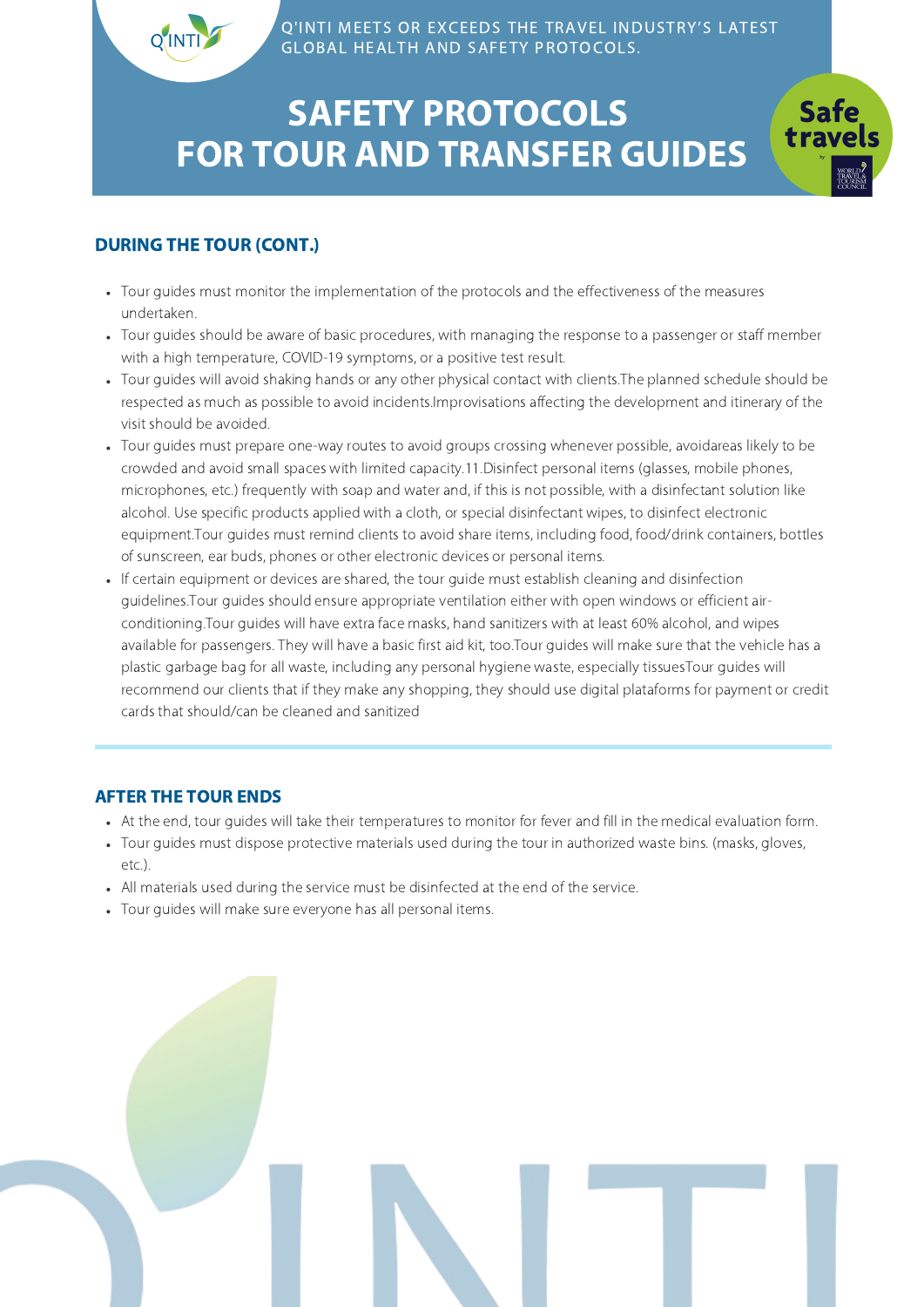Q'INTI MEETS OR EXCEEDS THE TRAVEL INDUSTRY'S LATEST GLOBAL HEALTH AND SAFETY PROTOCOLS.

# SAFETY PROTOCOLS FOR TOUR AND TRANSFER GUIDES

## DURING THE TOUR (CONT.)

- Tour guides must monitor the implementation of the protocols and the effectiveness of the measures undertaken.
- Tour guides should be aware of basic procedures, with managing the response to a passenger or staff member with a high temperature, COVID-19 symptoms, or a positive test result.
- Tour guides will avoid shaking hands or any other physical contact with clients.The planned schedule should be respected as much as possible to avoid incidents.Improvisations affecting the development and itinerary of the visit should be avoided.
- Tour guides must prepare one-way routes to avoid groups crossing whenever possible, avoidareas likely to be crowded and avoid small spaces with limited capacity.11.Disinfect personal items (glasses, mobile phones, microphones, etc.) frequently with soap and water and, if this is not possible, with a disinfectant solution like alcohol. Use specific products applied with a cloth, or special disinfectant wipes, to disinfect electronic equipment.Tour guides must remind clients to avoid share items, including food, food/drink containers, bottles of sunscreen, ear buds, phones or other electronic devices or personal items.
- If certain equipment or devices are shared, the tour guide must establish cleaning and disinfection guidelines.Tour guides should ensure appropriate ventilation either with open windows or efficient air-conditioning.Tour guides will have extra face masks, hand sanitizers with at least 60% alcohol, and wipes available for passengers. They will have a basic first aid kit, too.Tour guides will make sure that the vehicle has a plastic garbage bag for all waste, including any personal hygiene waste, especially tissuesTour guides will recommend our clients that if they make any shopping, they should use digital plataforms for payment or credit cards that should/can be cleaned and sanitized

## AFTER THE TOUR ENDS

- At the end, tour guides will take their temperatures to monitor for fever and fill in the medical evaluation form.
- Tour guides must dispose protective materials used during the tour in authorized waste bins. (masks, gloves, etc.).
- All materials used during the service must be disinfected at the end of the service.
- Tour guides will make sure everyone has all personal items.